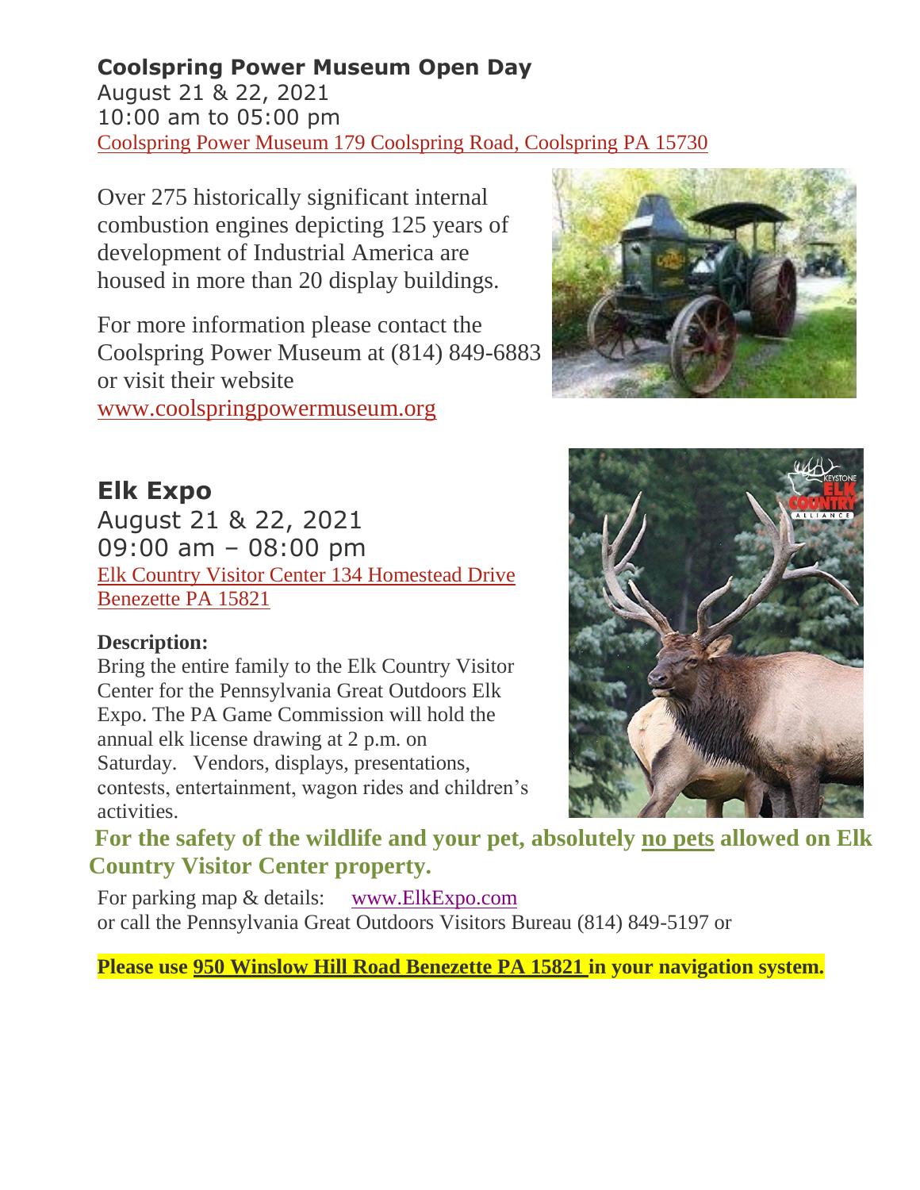## Coolspring Power Museum Open Day

August 21 & 22, 2021
10:00 am to 05:00 pm
Coolspring Power Museum 179 Coolspring Road, Coolspring PA 15730

Over 275 historically significant internal combustion engines depicting 125 years of development of Industrial America are housed in more than 20 display buildings.

For more information please contact the Coolspring Power Museum at (814) 849-6883 or visit their website www.coolspringpowermuseum.org

## Elk Expo

August 21 & 22, 2021
09:00 am – 08:00 pm
Elk Country Visitor Center 134 Homestead Drive Benezette PA 15821

**Description:**

Bring the entire family to the Elk Country Visitor Center for the Pennsylvania Great Outdoors Elk Expo. The PA Game Commission will hold the annual elk license drawing at 2 p.m. on Saturday. Vendors, displays, presentations, contests, entertainment, wagon rides and children's activities.

**For the safety of the wildlife and your pet, absolutely no pets allowed on Elk Country Visitor Center property.**

For parking map & details: www.ElkExpo.com
or call the Pennsylvania Great Outdoors Visitors Bureau (814) 849-5197 or

**Please use 950 Winslow Hill Road Benezette PA 15821 in your navigation system.**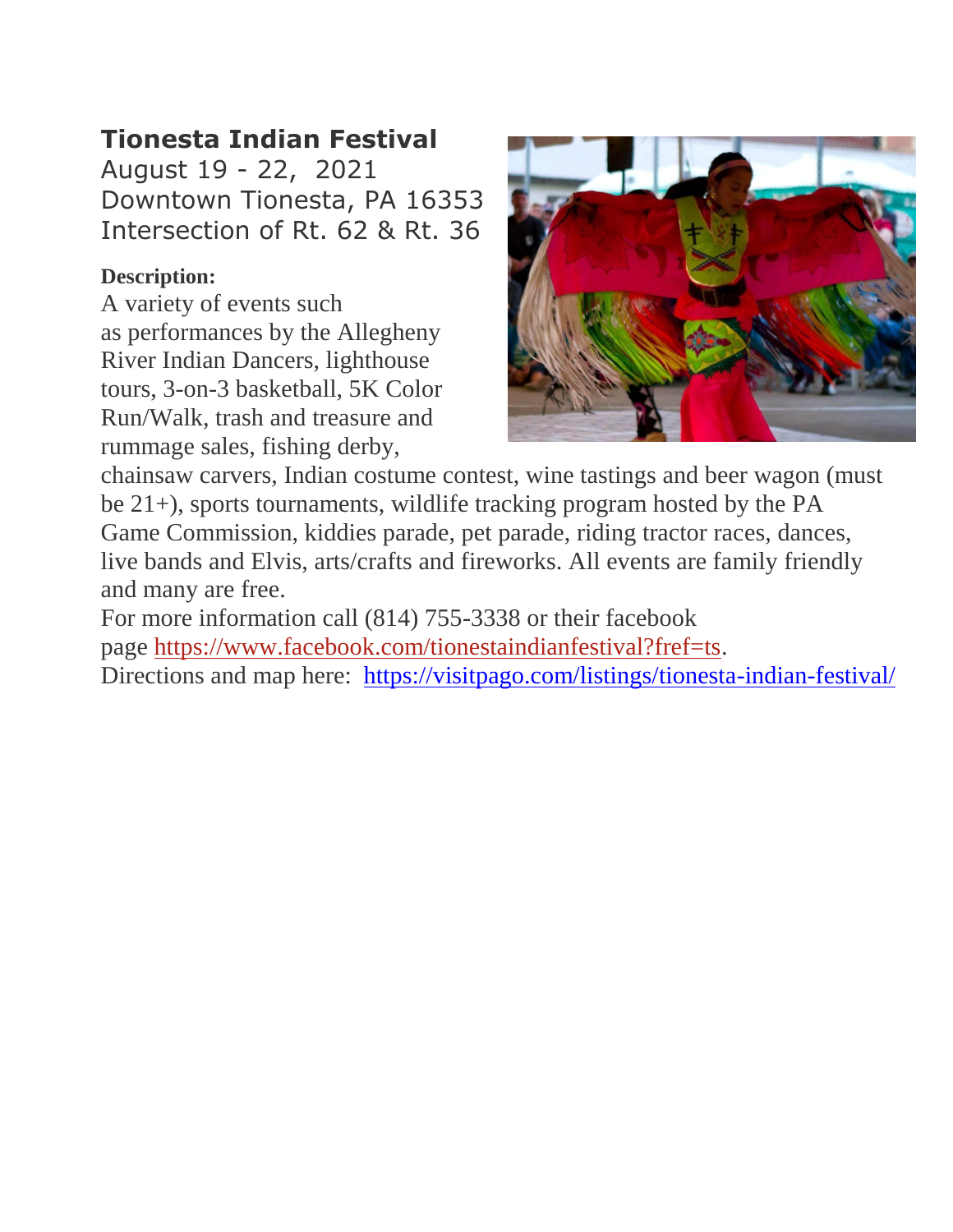**Tionesta Indian Festival**
August 19 - 22, 2021
Downtown Tionesta, PA 16353
Intersection of Rt. 62 & Rt. 36

**Description:**
A variety of events such as performances by the Allegheny River Indian Dancers, lighthouse tours, 3-on-3 basketball, 5K Color Run/Walk, trash and treasure and rummage sales, fishing derby, chainsaw carvers, Indian costume contest, wine tastings and beer wagon (must be 21+), sports tournaments, wildlife tracking program hosted by the PA Game Commission, kiddies parade, pet parade, riding tractor races, dances, live bands and Elvis, arts/crafts and fireworks. All events are family friendly and many are free.
For more information call (814) 755-3338 or their facebook page https://www.facebook.com/tionestaindianfestival?fref=ts.
Directions and map here: https://visitpago.com/listings/tionesta-indian-festival/